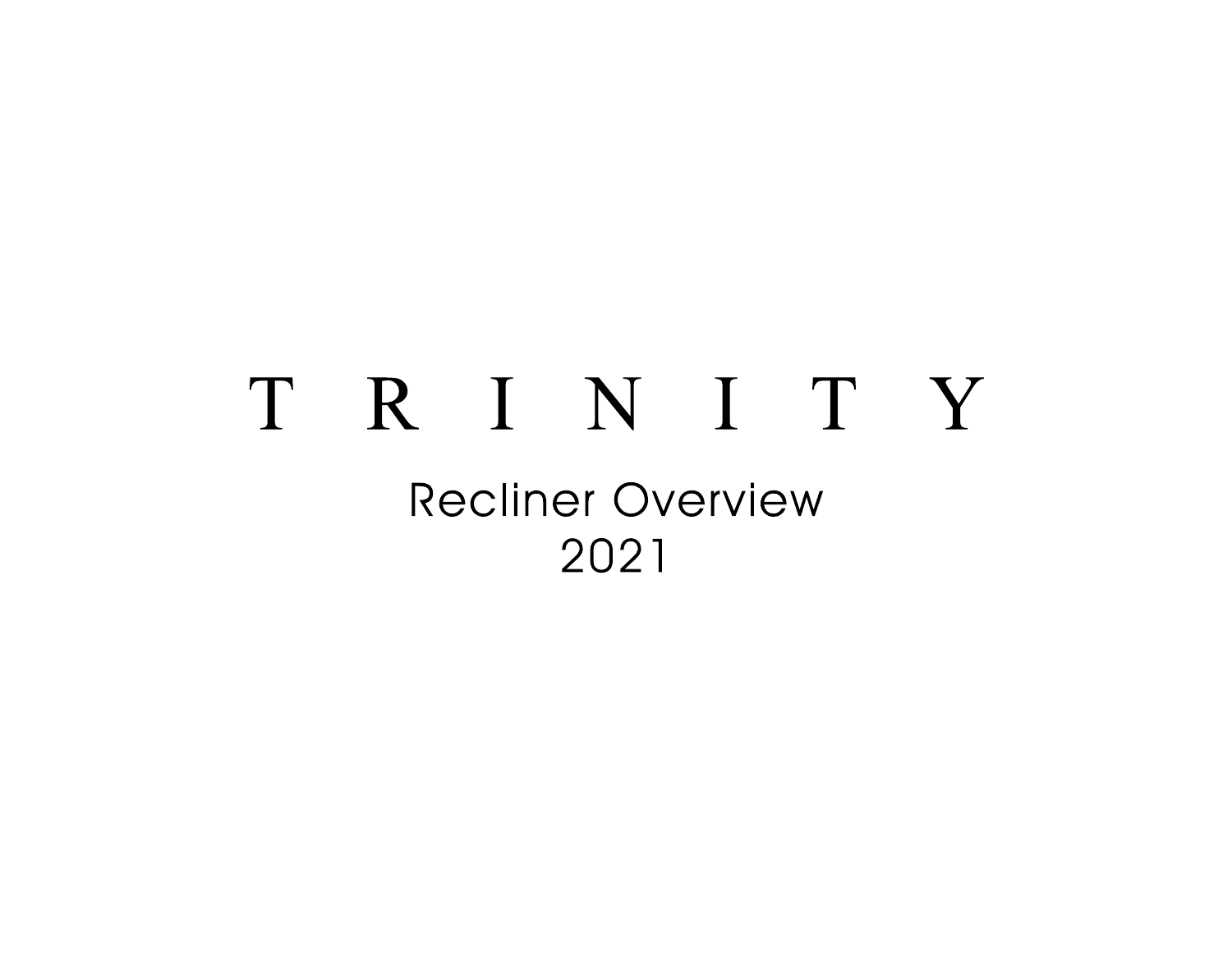# T R I N I T Y

## Recliner Overview
## 2021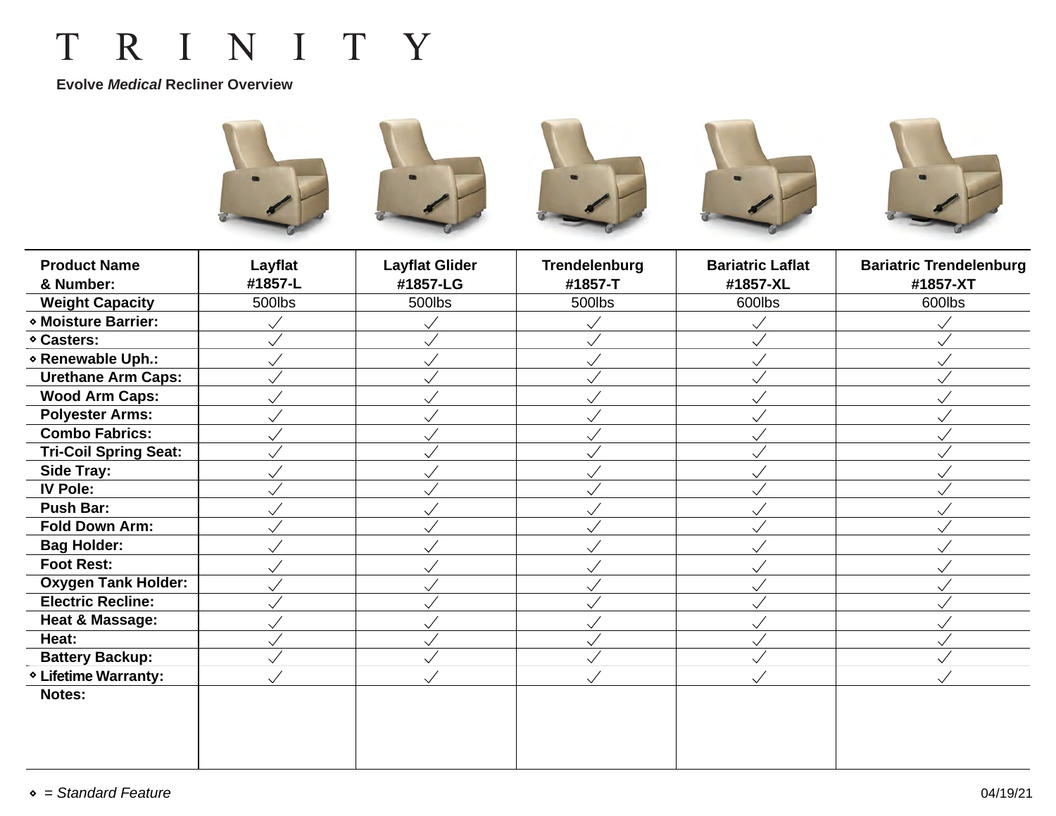# T R I N I T Y

**Evolve *Medical* Recliner Overview**

| **Product Name & Number:** | **Layflat #1857-L** | **Layflat Glider #1857-LG** | **Trendelenburg #1857-T** | **Bariatric Laflat #1857-XL** | **Bariatric Trendelenburg #1857-XT** |
|---|---|---|---|---|---|
| **Weight Capacity** | 500lbs | 500lbs | 500lbs | 600lbs | 600lbs |
| **⋄ Moisture Barrier:** | ✓ | ✓ | ✓ | ✓ | ✓ |
| **⋄ Casters:** | ✓ | ✓ | ✓ | ✓ | ✓ |
| **⋄ Renewable Uph.:** | ✓ | ✓ | ✓ | ✓ | ✓ |
| **Urethane Arm Caps:** | ✓ | ✓ | ✓ | ✓ | ✓ |
| **Wood Arm Caps:** | ✓ | ✓ | ✓ | ✓ | ✓ |
| **Polyester Arms:** | ✓ | ✓ | ✓ | ✓ | ✓ |
| **Combo Fabrics:** | ✓ | ✓ | ✓ | ✓ | ✓ |
| **Tri-Coil Spring Seat:** | ✓ | ✓ | ✓ | ✓ | ✓ |
| **Side Tray:** | ✓ | ✓ | ✓ | ✓ | ✓ |
| **IV Pole:** | ✓ | ✓ | ✓ | ✓ | ✓ |
| **Push Bar:** | ✓ | ✓ | ✓ | ✓ | ✓ |
| **Fold Down Arm:** | ✓ | ✓ | ✓ | ✓ | ✓ |
| **Bag Holder:** | ✓ | ✓ | ✓ | ✓ | ✓ |
| **Foot Rest:** | ✓ | ✓ | ✓ | ✓ | ✓ |
| **Oxygen Tank Holder:** | ✓ | ✓ | ✓ | ✓ | ✓ |
| **Electric Recline:** | ✓ | ✓ | ✓ | ✓ | ✓ |
| **Heat & Massage:** | ✓ | ✓ | ✓ | ✓ | ✓ |
| **Heat:** | ✓ | ✓ | ✓ | ✓ | ✓ |
| **Battery Backup:** | ✓ | ✓ | ✓ | ✓ | ✓ |
| **⋄ Lifetime Warranty:** | ✓ | ✓ | ✓ | ✓ | ✓ |
| **Notes:** | | | | | |

⋄ = *Standard Feature*

04/19/21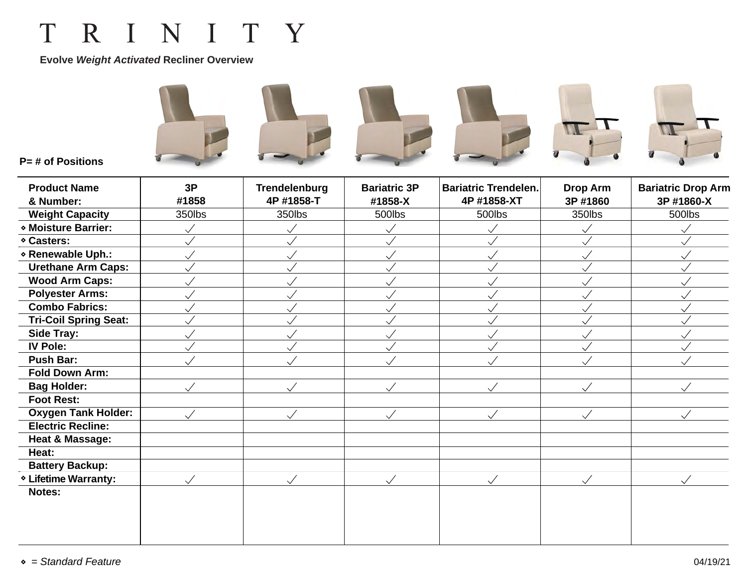# TRINITY

**Evolve *Weight Activated* Recliner Overview**

P= # of Positions

| **Product Name & Number:** | **3P #1858** | **Trendelenburg 4P #1858-T** | **Bariatric 3P #1858-X** | **Bariatric Trendelen. 4P #1858-XT** | **Drop Arm 3P #1860** | **Bariatric Drop Arm 3P #1860-X** |
|---|---|---|---|---|---|---|
| **Weight Capacity** | 350lbs | 350lbs | 500lbs | 500lbs | 350lbs | 500lbs |
| ⋄ **Moisture Barrier:** | ✓ | ✓ | ✓ | ✓ | ✓ | ✓ |
| ⋄ **Casters:** | ✓ | ✓ | ✓ | ✓ | ✓ | ✓ |
| ⋄ **Renewable Uph.:** | ✓ | ✓ | ✓ | ✓ | ✓ | ✓ |
| **Urethane Arm Caps:** | ✓ | ✓ | ✓ | ✓ | ✓ | ✓ |
| **Wood Arm Caps:** | ✓ | ✓ | ✓ | ✓ | ✓ | ✓ |
| **Polyester Arms:** | ✓ | ✓ | ✓ | ✓ | ✓ | ✓ |
| **Combo Fabrics:** | ✓ | ✓ | ✓ | ✓ | ✓ | ✓ |
| **Tri-Coil Spring Seat:** | ✓ | ✓ | ✓ | ✓ | ✓ | ✓ |
| **Side Tray:** | ✓ | ✓ | ✓ | ✓ | ✓ | ✓ |
| **IV Pole:** | ✓ | ✓ | ✓ | ✓ | ✓ | ✓ |
| **Push Bar:** | ✓ | ✓ | ✓ | ✓ | ✓ | ✓ |
| **Fold Down Arm:** | | | | | | |
| **Bag Holder:** | ✓ | ✓ | ✓ | ✓ | ✓ | ✓ |
| **Foot Rest:** | | | | | | |
| **Oxygen Tank Holder:** | ✓ | ✓ | ✓ | ✓ | ✓ | ✓ |
| **Electric Recline:** | | | | | | |
| **Heat & Massage:** | | | | | | |
| **Heat:** | | | | | | |
| **Battery Backup:** | | | | | | |
| ⋄ **Lifetime Warranty:** | ✓ | ✓ | ✓ | ✓ | ✓ | ✓ |
| **Notes:** | | | | | | |

⋄ = *Standard Feature*

04/19/21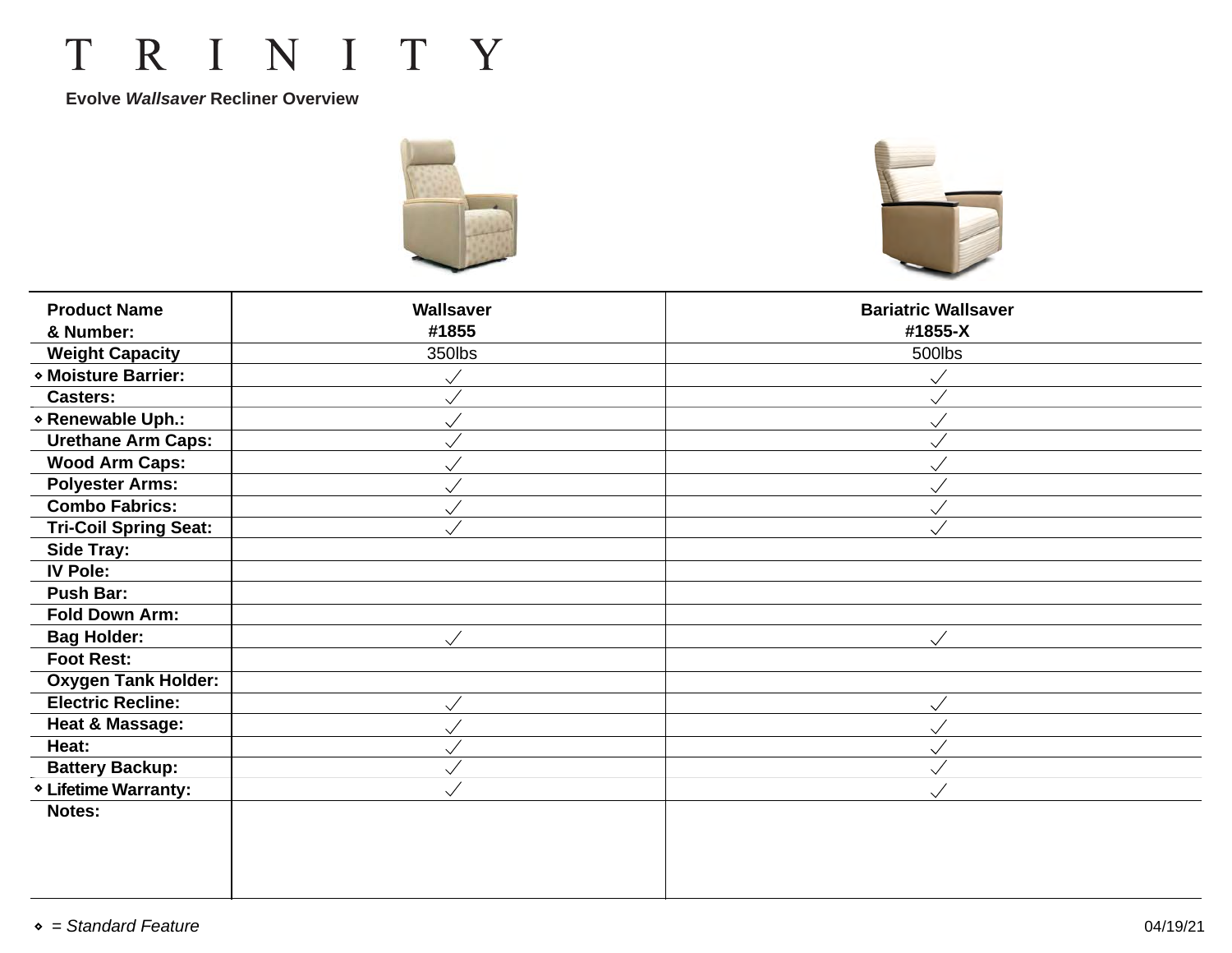# TRINITY

**Evolve *Wallsaver* Recliner Overview**

| **Product Name & Number:** | **Wallsaver #1855** | **Bariatric Wallsaver #1855-X** |
|---|---|---|
| **Weight Capacity** | 350lbs | 500lbs |
| ⋄ **Moisture Barrier:** | ✓ | ✓ |
| **Casters:** | ✓ | ✓ |
| ⋄ **Renewable Uph.:** | ✓ | ✓ |
| **Urethane Arm Caps:** | ✓ | ✓ |
| **Wood Arm Caps:** | ✓ | ✓ |
| **Polyester Arms:** | ✓ | ✓ |
| **Combo Fabrics:** | ✓ | ✓ |
| **Tri-Coil Spring Seat:** | ✓ | ✓ |
| **Side Tray:** | | |
| **IV Pole:** | | |
| **Push Bar:** | | |
| **Fold Down Arm:** | | |
| **Bag Holder:** | ✓ | ✓ |
| **Foot Rest:** | | |
| **Oxygen Tank Holder:** | | |
| **Electric Recline:** | ✓ | ✓ |
| **Heat & Massage:** | ✓ | ✓ |
| **Heat:** | ✓ | ✓ |
| **Battery Backup:** | ✓ | ✓ |
| ⋄ **Lifetime Warranty:** | ✓ | ✓ |
| **Notes:** | | |

⋄ = *Standard Feature*

04/19/21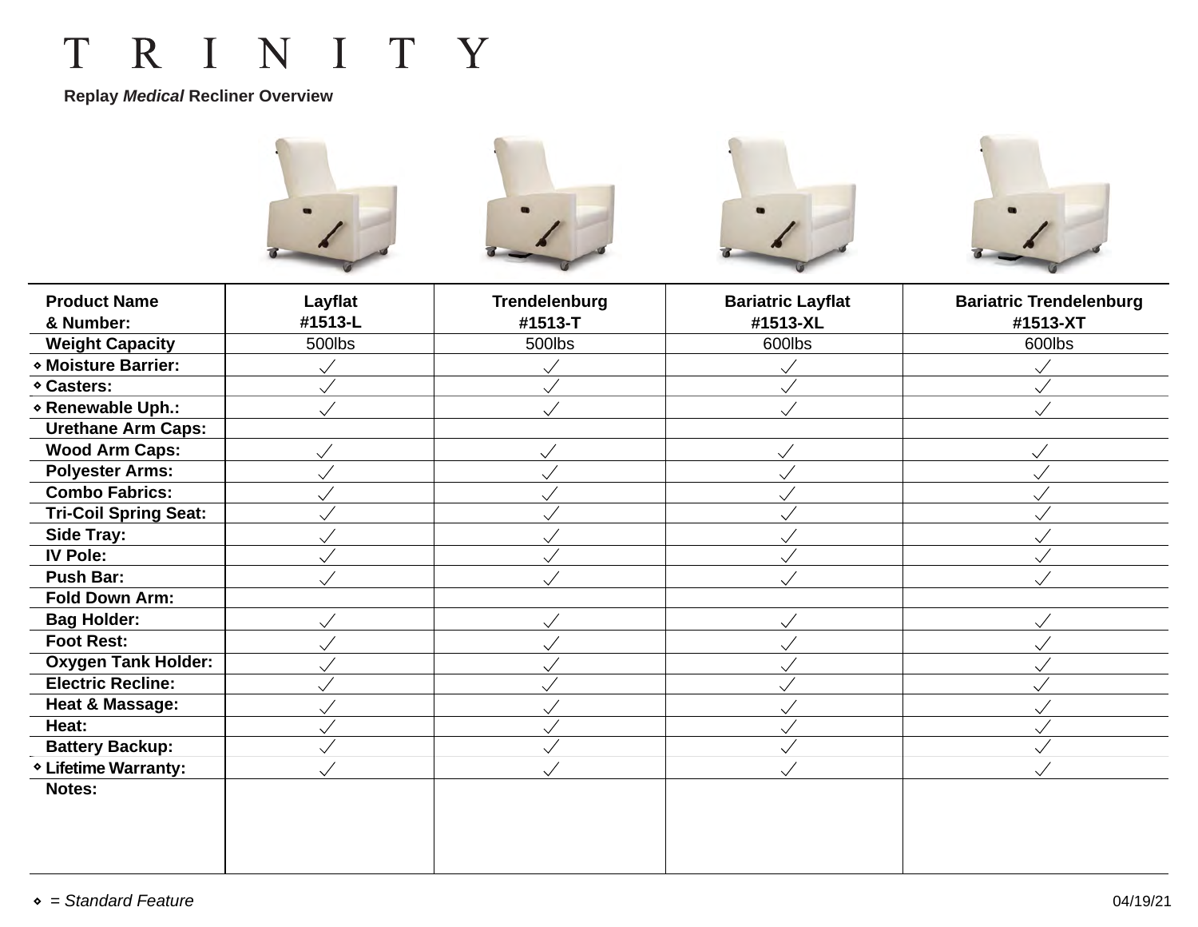# TRINITY

**Replay *Medical* Recliner Overview**

| **Product Name & Number:** | **Layflat #1513-L** | **Trendelenburg #1513-T** | **Bariatric Layflat #1513-XL** | **Bariatric Trendelenburg #1513-XT** |
|---|---|---|---|---|
| **Weight Capacity** | 500lbs | 500lbs | 600lbs | 600lbs |
| ⋄ **Moisture Barrier:** | ✓ | ✓ | ✓ | ✓ |
| ⋄ **Casters:** | ✓ | ✓ | ✓ | ✓ |
| ⋄ **Renewable Uph.:** | ✓ | ✓ | ✓ | ✓ |
| **Urethane Arm Caps:** | | | | |
| **Wood Arm Caps:** | ✓ | ✓ | ✓ | ✓ |
| **Polyester Arms:** | ✓ | ✓ | ✓ | ✓ |
| **Combo Fabrics:** | ✓ | ✓ | ✓ | ✓ |
| **Tri-Coil Spring Seat:** | ✓ | ✓ | ✓ | ✓ |
| **Side Tray:** | ✓ | ✓ | ✓ | ✓ |
| **IV Pole:** | ✓ | ✓ | ✓ | ✓ |
| **Push Bar:** | ✓ | ✓ | ✓ | ✓ |
| **Fold Down Arm:** | | | | |
| **Bag Holder:** | ✓ | ✓ | ✓ | ✓ |
| **Foot Rest:** | ✓ | ✓ | ✓ | ✓ |
| **Oxygen Tank Holder:** | ✓ | ✓ | ✓ | ✓ |
| **Electric Recline:** | ✓ | ✓ | ✓ | ✓ |
| **Heat & Massage:** | ✓ | ✓ | ✓ | ✓ |
| **Heat:** | ✓ | ✓ | ✓ | ✓ |
| **Battery Backup:** | ✓ | ✓ | ✓ | ✓ |
| ⋄ **Lifetime Warranty:** | ✓ | ✓ | ✓ | ✓ |
| **Notes:** | | | | |

⋄ = *Standard Feature*

04/19/21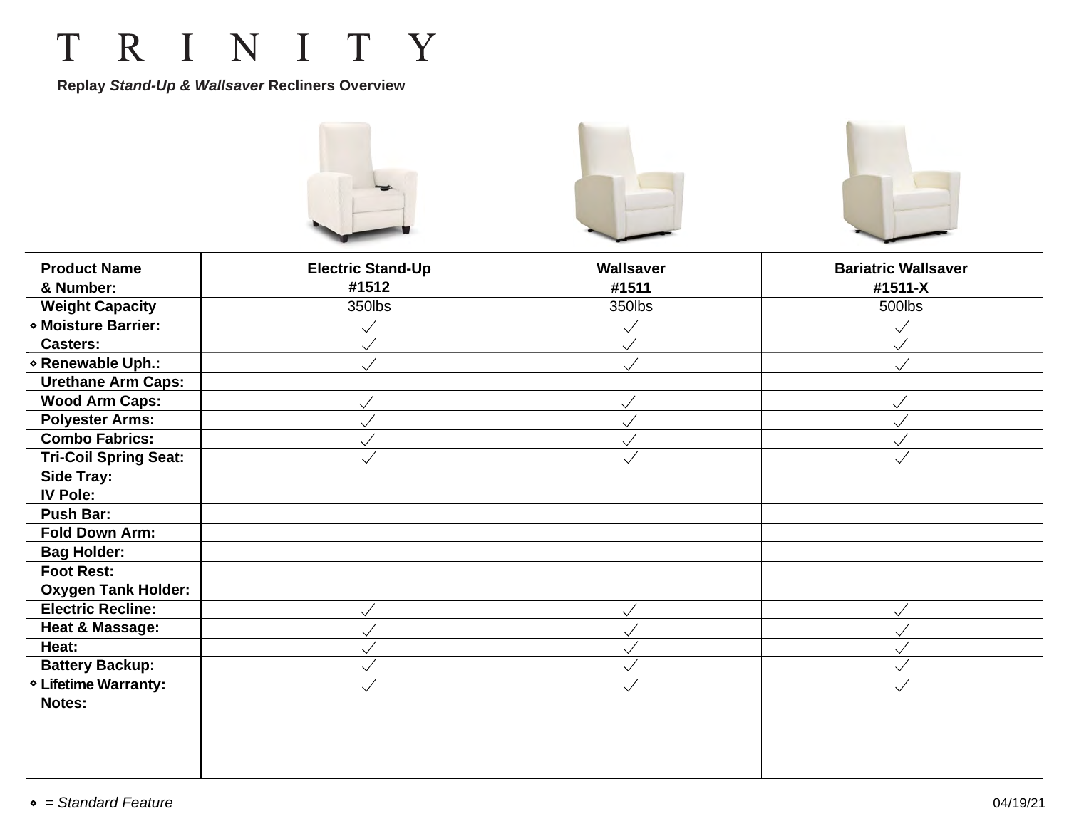# TRINITY

**Replay *Stand-Up & Wallsaver* Recliners Overview**

| **Product Name & Number:** | **Electric Stand-Up #1512** | **Wallsaver #1511** | **Bariatric Wallsaver #1511-X** |
|---|---|---|---|
| **Weight Capacity** | 350lbs | 350lbs | 500lbs |
| **⋄ Moisture Barrier:** | ✓ | ✓ | ✓ |
| **Casters:** | ✓ | ✓ | ✓ |
| **⋄ Renewable Uph.:** | ✓ | ✓ | ✓ |
| **Urethane Arm Caps:** | | | |
| **Wood Arm Caps:** | ✓ | ✓ | ✓ |
| **Polyester Arms:** | ✓ | ✓ | ✓ |
| **Combo Fabrics:** | ✓ | ✓ | ✓ |
| **Tri-Coil Spring Seat:** | ✓ | ✓ | ✓ |
| **Side Tray:** | | | |
| **IV Pole:** | | | |
| **Push Bar:** | | | |
| **Fold Down Arm:** | | | |
| **Bag Holder:** | | | |
| **Foot Rest:** | | | |
| **Oxygen Tank Holder:** | | | |
| **Electric Recline:** | ✓ | ✓ | ✓ |
| **Heat & Massage:** | ✓ | ✓ | ✓ |
| **Heat:** | ✓ | ✓ | ✓ |
| **Battery Backup:** | ✓ | ✓ | ✓ |
| **⋄ Lifetime Warranty:** | ✓ | ✓ | ✓ |
| **Notes:** | | | |

⋄ = *Standard Feature*

04/19/21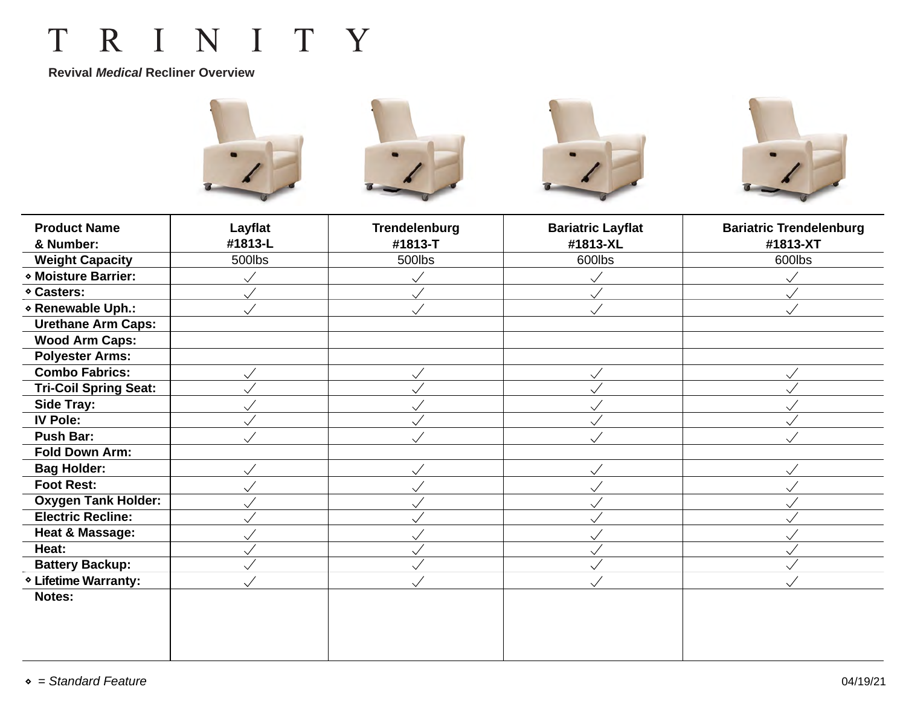# T R I N I T Y

**Revival *Medical* Recliner Overview**

| **Product Name & Number:** | **Layflat #1813-L** | **Trendelenburg #1813-T** | **Bariatric Layflat #1813-XL** | **Bariatric Trendelenburg #1813-XT** |
|---|---|---|---|---|
| **Weight Capacity** | 500lbs | 500lbs | 600lbs | 600lbs |
| **⋄ Moisture Barrier:** | ✓ | ✓ | ✓ | ✓ |
| **⋄ Casters:** | ✓ | ✓ | ✓ | ✓ |
| **⋄ Renewable Uph.:** | ✓ | ✓ | ✓ | ✓ |
| **Urethane Arm Caps:** | | | | |
| **Wood Arm Caps:** | | | | |
| **Polyester Arms:** | | | | |
| **Combo Fabrics:** | ✓ | ✓ | ✓ | ✓ |
| **Tri-Coil Spring Seat:** | ✓ | ✓ | ✓ | ✓ |
| **Side Tray:** | ✓ | ✓ | ✓ | ✓ |
| **IV Pole:** | ✓ | ✓ | ✓ | ✓ |
| **Push Bar:** | ✓ | ✓ | ✓ | ✓ |
| **Fold Down Arm:** | | | | |
| **Bag Holder:** | ✓ | ✓ | ✓ | ✓ |
| **Foot Rest:** | ✓ | ✓ | ✓ | ✓ |
| **Oxygen Tank Holder:** | ✓ | ✓ | ✓ | ✓ |
| **Electric Recline:** | ✓ | ✓ | ✓ | ✓ |
| **Heat & Massage:** | ✓ | ✓ | ✓ | ✓ |
| **Heat:** | ✓ | ✓ | ✓ | ✓ |
| **Battery Backup:** | ✓ | ✓ | ✓ | ✓ |
| **⋄ Lifetime Warranty:** | ✓ | ✓ | ✓ | ✓ |
| **Notes:** | | | | |

⋄ = *Standard Feature*

04/19/21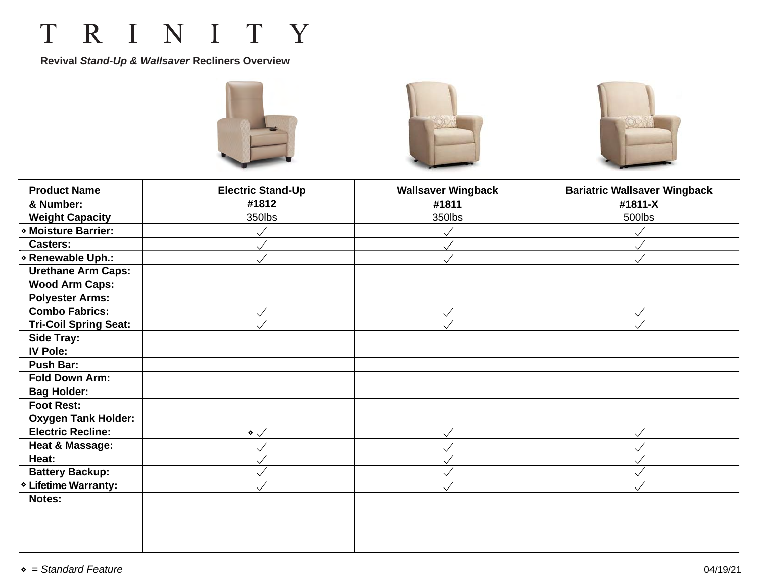# TRINITY

**Revival *Stand-Up & Wallsaver* Recliners Overview**

| **Product Name & Number:** | **Electric Stand-Up #1812** | **Wallsaver Wingback #1811** | **Bariatric Wallsaver Wingback #1811-X** |
|---|---|---|---|
| **Weight Capacity** | 350lbs | 350lbs | 500lbs |
| **⋄ Moisture Barrier:** | ✓ | ✓ | ✓ |
| **Casters:** | ✓ | ✓ | ✓ |
| **⋄ Renewable Uph.:** | ✓ | ✓ | ✓ |
| **Urethane Arm Caps:** | | | |
| **Wood Arm Caps:** | | | |
| **Polyester Arms:** | | | |
| **Combo Fabrics:** | ✓ | ✓ | ✓ |
| **Tri-Coil Spring Seat:** | ✓ | ✓ | ✓ |
| **Side Tray:** | | | |
| **IV Pole:** | | | |
| **Push Bar:** | | | |
| **Fold Down Arm:** | | | |
| **Bag Holder:** | | | |
| **Foot Rest:** | | | |
| **Oxygen Tank Holder:** | | | |
| **Electric Recline:** | ⋄ ✓ | ✓ | ✓ |
| **Heat & Massage:** | ✓ | ✓ | ✓ |
| **Heat:** | ✓ | ✓ | ✓ |
| **Battery Backup:** | ✓ | ✓ | ✓ |
| **⋄ Lifetime Warranty:** | ✓ | ✓ | ✓ |
| **Notes:** | | | |

⋄ = *Standard Feature*

04/19/21